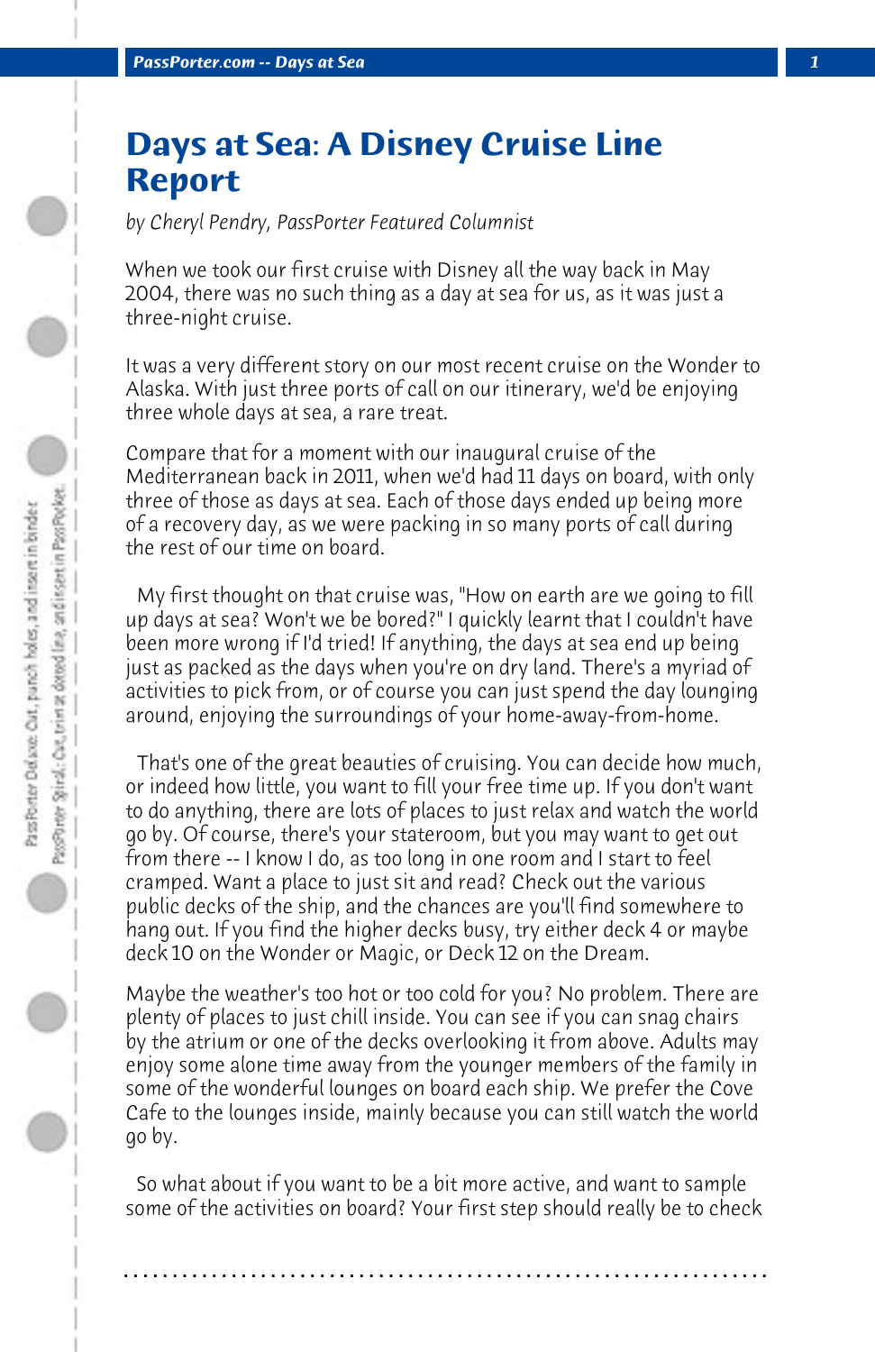# Days at Sea: A Disney Cruise Line Report

*by Cheryl Pendry, PassPorter Featured Columnist*

When we took our first cruise with Disney all the way back in May 2004, there was no such thing as a day at sea for us, as it was just a three-night cruise.

It was a very different story on our most recent cruise on the Wonder to Alaska. With just three ports of call on our itinerary, we'd be enjoying three whole days at sea, a rare treat.

Compare that for a moment with our inaugural cruise of the Mediterranean back in 2011, when we'd had 11 days on board, with only three of those as days at sea. Each of those days ended up being more of a recovery day, as we were packing in so many ports of call during the rest of our time on board.

My first thought on that cruise was, "How on earth are we going to fill up days at sea? Won't we be bored?" I quickly learnt that I couldn't have been more wrong if I'd tried! If anything, the days at sea end up being just as packed as the days when you're on dry land. There's a myriad of activities to pick from, or of course you can just spend the day lounging around, enjoying the surroundings of your home-away-from-home.

That's one of the great beauties of cruising. You can decide how much, or indeed how little, you want to fill your free time up. If you don't want to do anything, there are lots of places to just relax and watch the world go by. Of course, there's your stateroom, but you may want to get out from there -- I know I do, as too long in one room and I start to feel cramped. Want a place to just sit and read? Check out the various public decks of the ship, and the chances are you'll find somewhere to hang out. If you find the higher decks busy, try either deck 4 or maybe deck 10 on the Wonder or Magic, or Deck 12 on the Dream.

Maybe the weather's too hot or too cold for you? No problem. There are plenty of places to just chill inside. You can see if you can snag chairs by the atrium or one of the decks overlooking it from above. Adults may enjoy some alone time away from the younger members of the family in some of the wonderful lounges on board each ship. We prefer the Cove Cafe to the lounges inside, mainly because you can still watch the world go by.

So what about if you want to be a bit more active, and want to sample some of the activities on board? Your first step should really be to check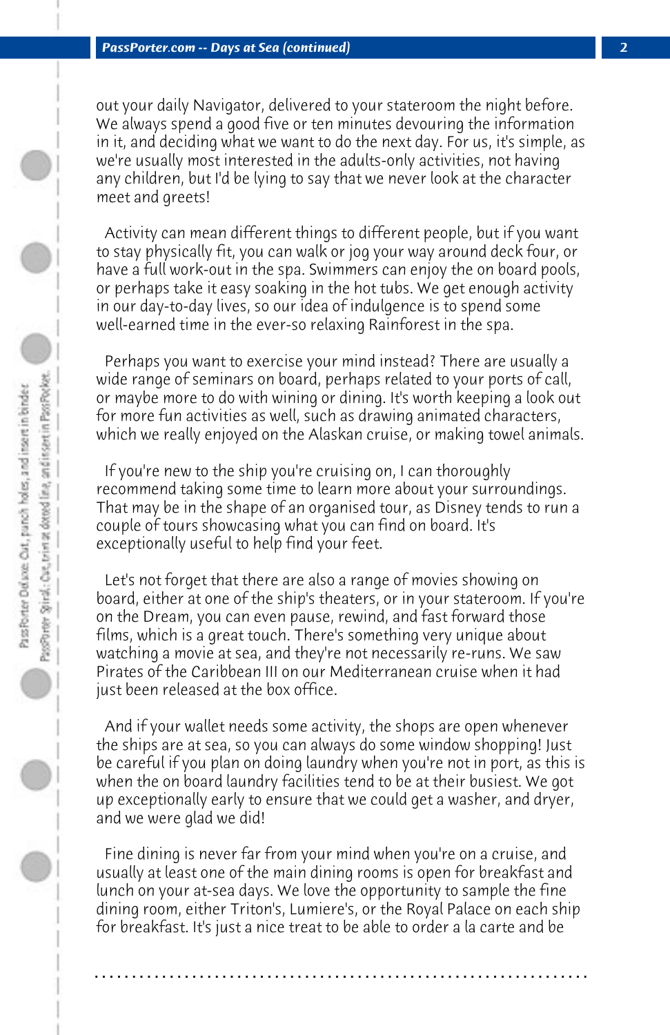out your daily Navigator, delivered to your stateroom the night before. We always spend a good five or ten minutes devouring the information in it, and deciding what we want to do the next day. For us, it's simple, as we're usually most interested in the adults-only activities, not having any children, but I'd be lying to say that we never look at the character meet and greets!

Activity can mean different things to different people, but if you want to stay physically fit, you can walk or jog your way around deck four, or have a full work-out in the spa. Swimmers can enjoy the on board pools, or perhaps take it easy soaking in the hot tubs. We get enough activity in our day-to-day lives, so our idea of indulgence is to spend some well-earned time in the ever-so relaxing Rainforest in the spa.

Perhaps you want to exercise your mind instead? There are usually a wide range of seminars on board, perhaps related to your ports of call, or maybe more to do with wining or dining. It's worth keeping a look out for more fun activities as well, such as drawing animated characters, which we really enjoyed on the Alaskan cruise, or making towel animals.

If you're new to the ship you're cruising on, I can thoroughly recommend taking some time to learn more about your surroundings. That may be in the shape of an organised tour, as Disney tends to run a couple of tours showcasing what you can find on board. It's exceptionally useful to help find your feet.

Let's not forget that there are also a range of movies showing on board, either at one of the ship's theaters, or in your stateroom. If you're on the Dream, you can even pause, rewind, and fast forward those films, which is a great touch. There's something very unique about watching a movie at sea, and they're not necessarily re-runs. We saw Pirates of the Caribbean III on our Mediterranean cruise when it had just been released at the box office.

And if your wallet needs some activity, the shops are open whenever the ships are at sea, so you can always do some window shopping! Just be careful if you plan on doing laundry when you're not in port, as this is when the on board laundry facilities tend to be at their busiest. We got up exceptionally early to ensure that we could get a washer, and dryer, and we were glad we did!

Fine dining is never far from your mind when you're on a cruise, and usually at least one of the main dining rooms is open for breakfast and lunch on your at-sea days. We love the opportunity to sample the fine dining room, either Triton's, Lumiere's, or the Royal Palace on each ship for breakfast. It's just a nice treat to be able to order a la carte and be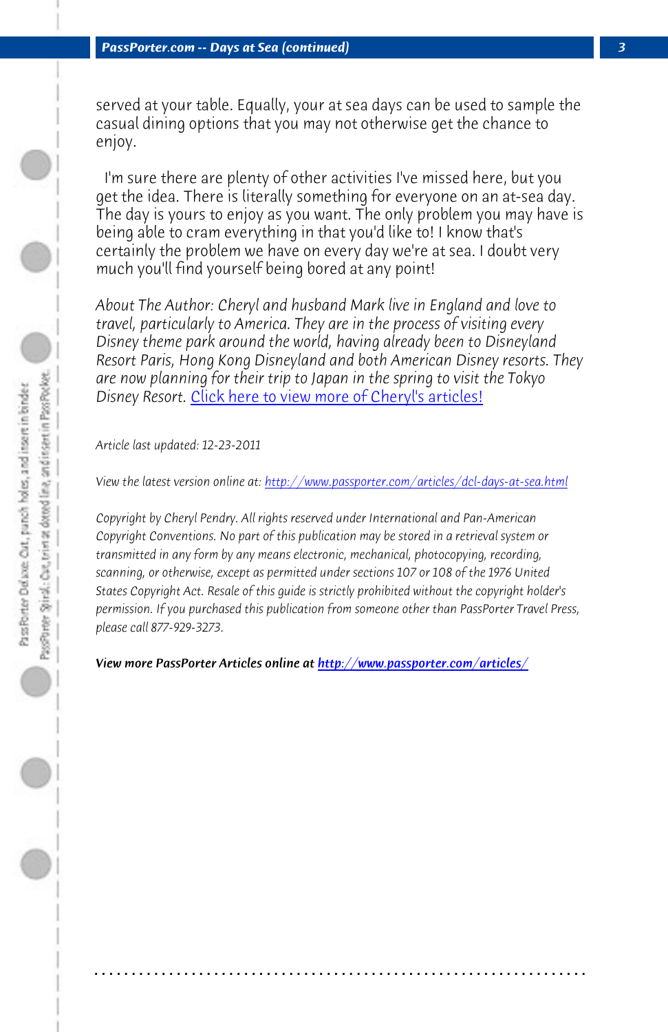served at your table. Equally, your at sea days can be used to sample the casual dining options that you may not otherwise get the chance to enjoy.

I'm sure there are plenty of other activities I've missed here, but you get the idea. There is literally something for everyone on an at-sea day. The day is yours to enjoy as you want. The only problem you may have is being able to cram everything in that you'd like to! I know that's certainly the problem we have on every day we're at sea. I doubt very much you'll find yourself being bored at any point!

*About The Author: Cheryl and husband Mark live in England and love to travel, particularly to America. They are in the process of visiting every Disney theme park around the world, having already been to Disneyland Resort Paris, Hong Kong Disneyland and both American Disney resorts. They are now planning for their trip to Japan in the spring to visit the Tokyo Disney Resort.* [Click here to view more of Cheryl's articles!]

*Article last updated: 12-23-2011*

*View the latest version online at: http://www.passporter.com/articles/dcl-days-at-sea.html*

*Copyright by Cheryl Pendry. All rights reserved under International and Pan-American Copyright Conventions. No part of this publication may be stored in a retrieval system or transmitted in any form by any means electronic, mechanical, photocopying, recording, scanning, or otherwise, except as permitted under sections 107 or 108 of the 1976 United States Copyright Act. Resale of this guide is strictly prohibited without the copyright holder's permission. If you purchased this publication from someone other than PassPorter Travel Press, please call 877-929-3273.*

***View more PassPorter Articles online at http://www.passporter.com/articles/***